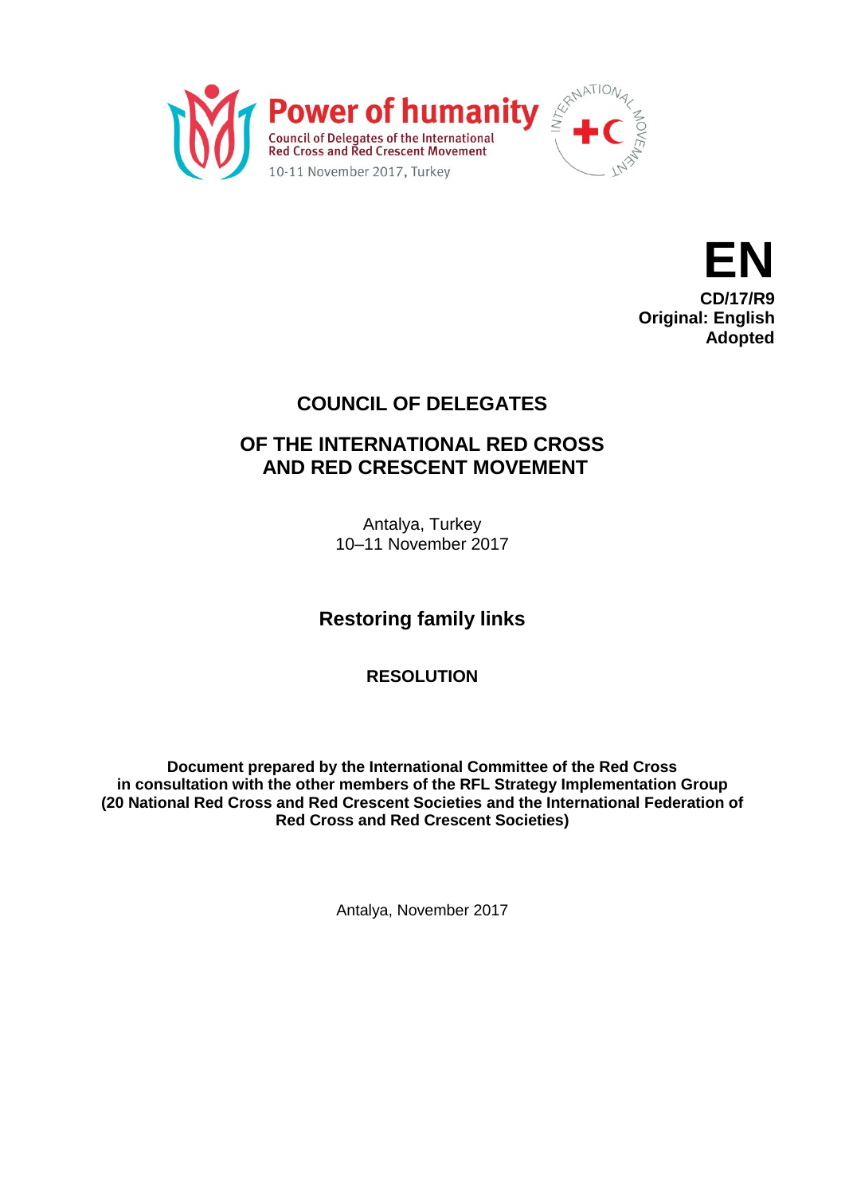**Power of humanity**
Council of Delegates of the International Red Cross and Red Crescent Movement
10-11 November 2017, Turkey

INTERNATIONAL MOVEMENT

**EN**
**CD/17/R9**
**Original: English**
**Adopted**

# COUNCIL OF DELEGATES

# OF THE INTERNATIONAL RED CROSS AND RED CRESCENT MOVEMENT

Antalya, Turkey
10–11 November 2017

## Restoring family links

### RESOLUTION

**Document prepared by the International Committee of the Red Cross in consultation with the other members of the RFL Strategy Implementation Group (20 National Red Cross and Red Crescent Societies and the International Federation of Red Cross and Red Crescent Societies)**

Antalya, November 2017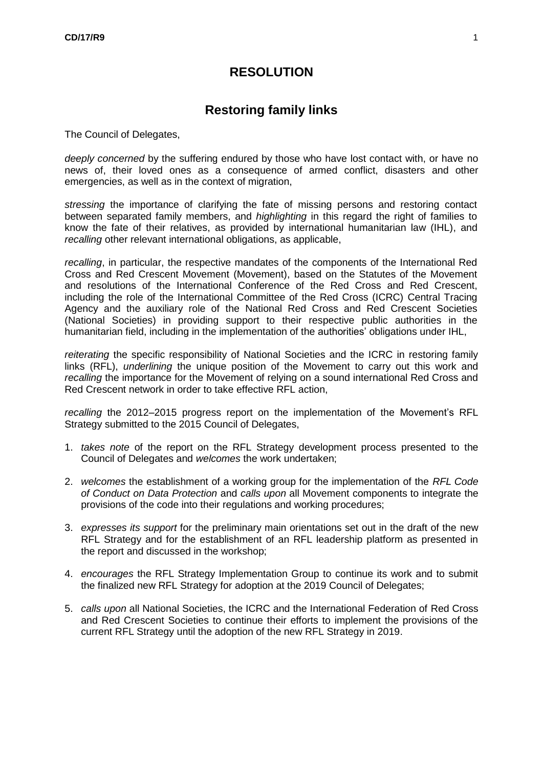# RESOLUTION

## Restoring family links

The Council of Delegates,

*deeply concerned* by the suffering endured by those who have lost contact with, or have no news of, their loved ones as a consequence of armed conflict, disasters and other emergencies, as well as in the context of migration,

*stressing* the importance of clarifying the fate of missing persons and restoring contact between separated family members, and *highlighting* in this regard the right of families to know the fate of their relatives, as provided by international humanitarian law (IHL), and *recalling* other relevant international obligations, as applicable,

*recalling*, in particular, the respective mandates of the components of the International Red Cross and Red Crescent Movement (Movement), based on the Statutes of the Movement and resolutions of the International Conference of the Red Cross and Red Crescent, including the role of the International Committee of the Red Cross (ICRC) Central Tracing Agency and the auxiliary role of the National Red Cross and Red Crescent Societies (National Societies) in providing support to their respective public authorities in the humanitarian field, including in the implementation of the authorities' obligations under IHL,

*reiterating* the specific responsibility of National Societies and the ICRC in restoring family links (RFL), *underlining* the unique position of the Movement to carry out this work and *recalling* the importance for the Movement of relying on a sound international Red Cross and Red Crescent network in order to take effective RFL action,

*recalling* the 2012–2015 progress report on the implementation of the Movement's RFL Strategy submitted to the 2015 Council of Delegates,

1. *takes note* of the report on the RFL Strategy development process presented to the Council of Delegates and *welcomes* the work undertaken;

2. *welcomes* the establishment of a working group for the implementation of the *RFL Code of Conduct on Data Protection* and *calls upon* all Movement components to integrate the provisions of the code into their regulations and working procedures;

3. *expresses its support* for the preliminary main orientations set out in the draft of the new RFL Strategy and for the establishment of an RFL leadership platform as presented in the report and discussed in the workshop;

4. *encourages* the RFL Strategy Implementation Group to continue its work and to submit the finalized new RFL Strategy for adoption at the 2019 Council of Delegates;

5. *calls upon* all National Societies, the ICRC and the International Federation of Red Cross and Red Crescent Societies to continue their efforts to implement the provisions of the current RFL Strategy until the adoption of the new RFL Strategy in 2019.